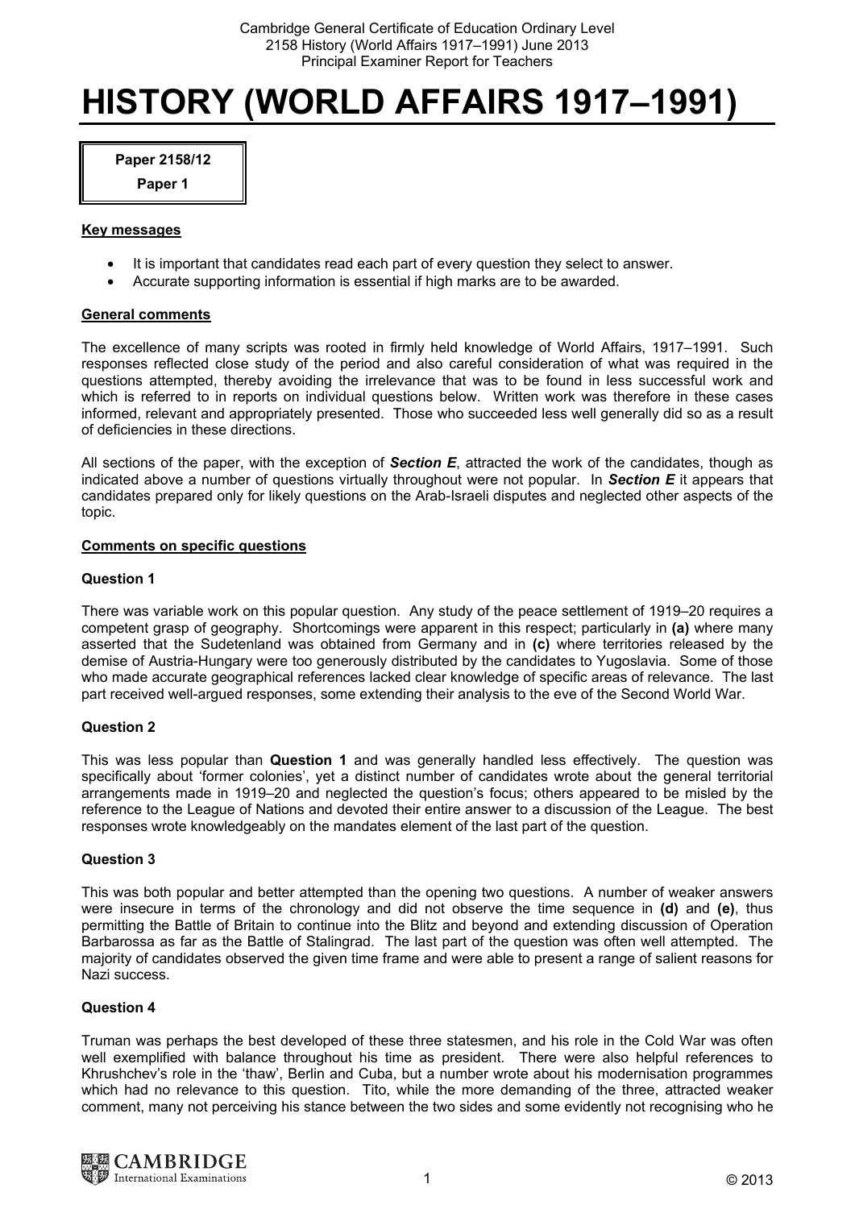# HISTORY (WORLD AFFAIRS 1917–1991)

**Paper 2158/12**
**Paper 1**

## Key messages

- It is important that candidates read each part of every question they select to answer.
- Accurate supporting information is essential if high marks are to be awarded.

## General comments

The excellence of many scripts was rooted in firmly held knowledge of World Affairs, 1917–1991. Such responses reflected close study of the period and also careful consideration of what was required in the questions attempted, thereby avoiding the irrelevance that was to be found in less successful work and which is referred to in reports on individual questions below. Written work was therefore in these cases informed, relevant and appropriately presented. Those who succeeded less well generally did so as a result of deficiencies in these directions.

All sections of the paper, with the exception of ***Section E***, attracted the work of the candidates, though as indicated above a number of questions virtually throughout were not popular. In ***Section E*** it appears that candidates prepared only for likely questions on the Arab-Israeli disputes and neglected other aspects of the topic.

## Comments on specific questions

### Question 1

There was variable work on this popular question. Any study of the peace settlement of 1919–20 requires a competent grasp of geography. Shortcomings were apparent in this respect; particularly in **(a)** where many asserted that the Sudetenland was obtained from Germany and in **(c)** where territories released by the demise of Austria-Hungary were too generously distributed by the candidates to Yugoslavia. Some of those who made accurate geographical references lacked clear knowledge of specific areas of relevance. The last part received well-argued responses, some extending their analysis to the eve of the Second World War.

### Question 2

This was less popular than **Question 1** and was generally handled less effectively. The question was specifically about 'former colonies', yet a distinct number of candidates wrote about the general territorial arrangements made in 1919–20 and neglected the question's focus; others appeared to be misled by the reference to the League of Nations and devoted their entire answer to a discussion of the League. The best responses wrote knowledgeably on the mandates element of the last part of the question.

### Question 3

This was both popular and better attempted than the opening two questions. A number of weaker answers were insecure in terms of the chronology and did not observe the time sequence in **(d)** and **(e)**, thus permitting the Battle of Britain to continue into the Blitz and beyond and extending discussion of Operation Barbarossa as far as the Battle of Stalingrad. The last part of the question was often well attempted. The majority of candidates observed the given time frame and were able to present a range of salient reasons for Nazi success.

### Question 4

Truman was perhaps the best developed of these three statesmen, and his role in the Cold War was often well exemplified with balance throughout his time as president. There were also helpful references to Khrushchev's role in the 'thaw', Berlin and Cuba, but a number wrote about his modernisation programmes which had no relevance to this question. Tito, while the more demanding of the three, attracted weaker comment, many not perceiving his stance between the two sides and some evidently not recognising who he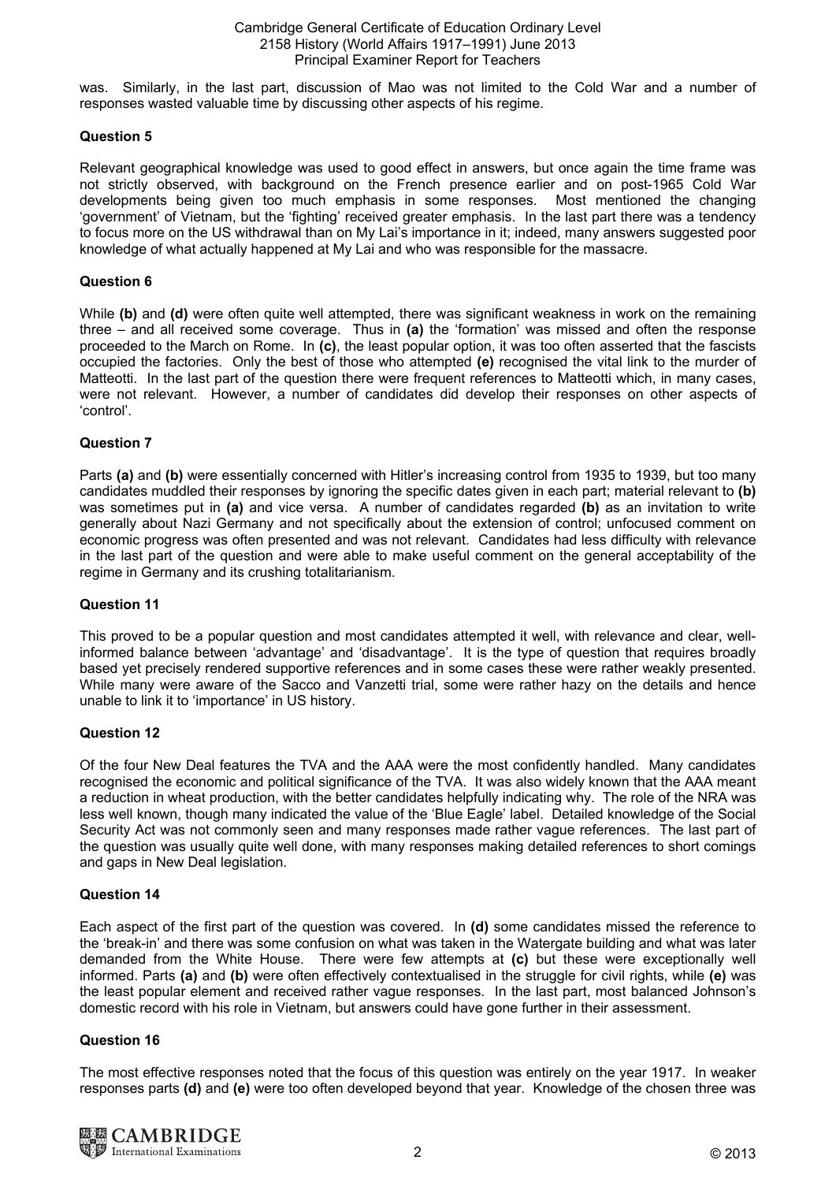was. Similarly, in the last part, discussion of Mao was not limited to the Cold War and a number of responses wasted valuable time by discussing other aspects of his regime.

### Question 5

Relevant geographical knowledge was used to good effect in answers, but once again the time frame was not strictly observed, with background on the French presence earlier and on post-1965 Cold War developments being given too much emphasis in some responses. Most mentioned the changing 'government' of Vietnam, but the 'fighting' received greater emphasis. In the last part there was a tendency to focus more on the US withdrawal than on My Lai's importance in it; indeed, many answers suggested poor knowledge of what actually happened at My Lai and who was responsible for the massacre.

### Question 6

While **(b)** and **(d)** were often quite well attempted, there was significant weakness in work on the remaining three – and all received some coverage. Thus in **(a)** the 'formation' was missed and often the response proceeded to the March on Rome. In **(c)**, the least popular option, it was too often asserted that the fascists occupied the factories. Only the best of those who attempted **(e)** recognised the vital link to the murder of Matteotti. In the last part of the question there were frequent references to Matteotti which, in many cases, were not relevant. However, a number of candidates did develop their responses on other aspects of 'control'.

### Question 7

Parts **(a)** and **(b)** were essentially concerned with Hitler's increasing control from 1935 to 1939, but too many candidates muddled their responses by ignoring the specific dates given in each part; material relevant to **(b)** was sometimes put in **(a)** and vice versa. A number of candidates regarded **(b)** as an invitation to write generally about Nazi Germany and not specifically about the extension of control; unfocused comment on economic progress was often presented and was not relevant. Candidates had less difficulty with relevance in the last part of the question and were able to make useful comment on the general acceptability of the regime in Germany and its crushing totalitarianism.

### Question 11

This proved to be a popular question and most candidates attempted it well, with relevance and clear, well-informed balance between 'advantage' and 'disadvantage'. It is the type of question that requires broadly based yet precisely rendered supportive references and in some cases these were rather weakly presented. While many were aware of the Sacco and Vanzetti trial, some were rather hazy on the details and hence unable to link it to 'importance' in US history.

### Question 12

Of the four New Deal features the TVA and the AAA were the most confidently handled. Many candidates recognised the economic and political significance of the TVA. It was also widely known that the AAA meant a reduction in wheat production, with the better candidates helpfully indicating why. The role of the NRA was less well known, though many indicated the value of the 'Blue Eagle' label. Detailed knowledge of the Social Security Act was not commonly seen and many responses made rather vague references. The last part of the question was usually quite well done, with many responses making detailed references to short comings and gaps in New Deal legislation.

### Question 14

Each aspect of the first part of the question was covered. In **(d)** some candidates missed the reference to the 'break-in' and there was some confusion on what was taken in the Watergate building and what was later demanded from the White House. There were few attempts at **(c)** but these were exceptionally well informed. Parts **(a)** and **(b)** were often effectively contextualised in the struggle for civil rights, while **(e)** was the least popular element and received rather vague responses. In the last part, most balanced Johnson's domestic record with his role in Vietnam, but answers could have gone further in their assessment.

### Question 16

The most effective responses noted that the focus of this question was entirely on the year 1917. In weaker responses parts **(d)** and **(e)** were too often developed beyond that year. Knowledge of the chosen three was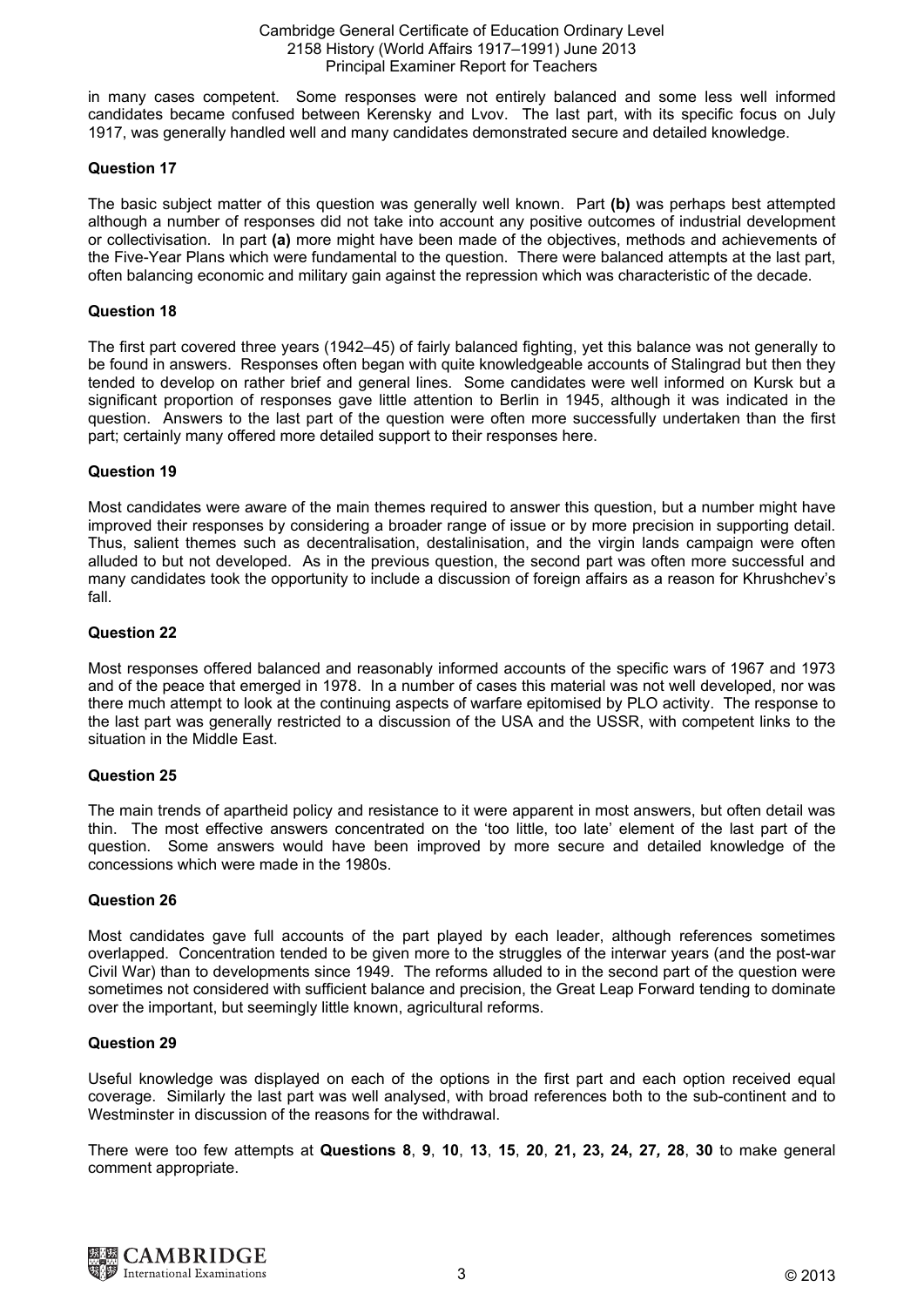in many cases competent. Some responses were not entirely balanced and some less well informed candidates became confused between Kerensky and Lvov. The last part, with its specific focus on July 1917, was generally handled well and many candidates demonstrated secure and detailed knowledge.

### Question 17

The basic subject matter of this question was generally well known. Part **(b)** was perhaps best attempted although a number of responses did not take into account any positive outcomes of industrial development or collectivisation. In part **(a)** more might have been made of the objectives, methods and achievements of the Five-Year Plans which were fundamental to the question. There were balanced attempts at the last part, often balancing economic and military gain against the repression which was characteristic of the decade.

### Question 18

The first part covered three years (1942–45) of fairly balanced fighting, yet this balance was not generally to be found in answers. Responses often began with quite knowledgeable accounts of Stalingrad but then they tended to develop on rather brief and general lines. Some candidates were well informed on Kursk but a significant proportion of responses gave little attention to Berlin in 1945, although it was indicated in the question. Answers to the last part of the question were often more successfully undertaken than the first part; certainly many offered more detailed support to their responses here.

### Question 19

Most candidates were aware of the main themes required to answer this question, but a number might have improved their responses by considering a broader range of issue or by more precision in supporting detail. Thus, salient themes such as decentralisation, destalinisation, and the virgin lands campaign were often alluded to but not developed. As in the previous question, the second part was often more successful and many candidates took the opportunity to include a discussion of foreign affairs as a reason for Khrushchev's fall.

### Question 22

Most responses offered balanced and reasonably informed accounts of the specific wars of 1967 and 1973 and of the peace that emerged in 1978. In a number of cases this material was not well developed, nor was there much attempt to look at the continuing aspects of warfare epitomised by PLO activity. The response to the last part was generally restricted to a discussion of the USA and the USSR, with competent links to the situation in the Middle East.

### Question 25

The main trends of apartheid policy and resistance to it were apparent in most answers, but often detail was thin. The most effective answers concentrated on the 'too little, too late' element of the last part of the question. Some answers would have been improved by more secure and detailed knowledge of the concessions which were made in the 1980s.

### Question 26

Most candidates gave full accounts of the part played by each leader, although references sometimes overlapped. Concentration tended to be given more to the struggles of the interwar years (and the post-war Civil War) than to developments since 1949. The reforms alluded to in the second part of the question were sometimes not considered with sufficient balance and precision, the Great Leap Forward tending to dominate over the important, but seemingly little known, agricultural reforms.

### Question 29

Useful knowledge was displayed on each of the options in the first part and each option received equal coverage. Similarly the last part was well analysed, with broad references both to the sub-continent and to Westminster in discussion of the reasons for the withdrawal.

There were too few attempts at **Questions 8**, **9**, **10**, **13**, **15**, **20**, **21, 23, 24, 27,** **28**, **30** to make general comment appropriate.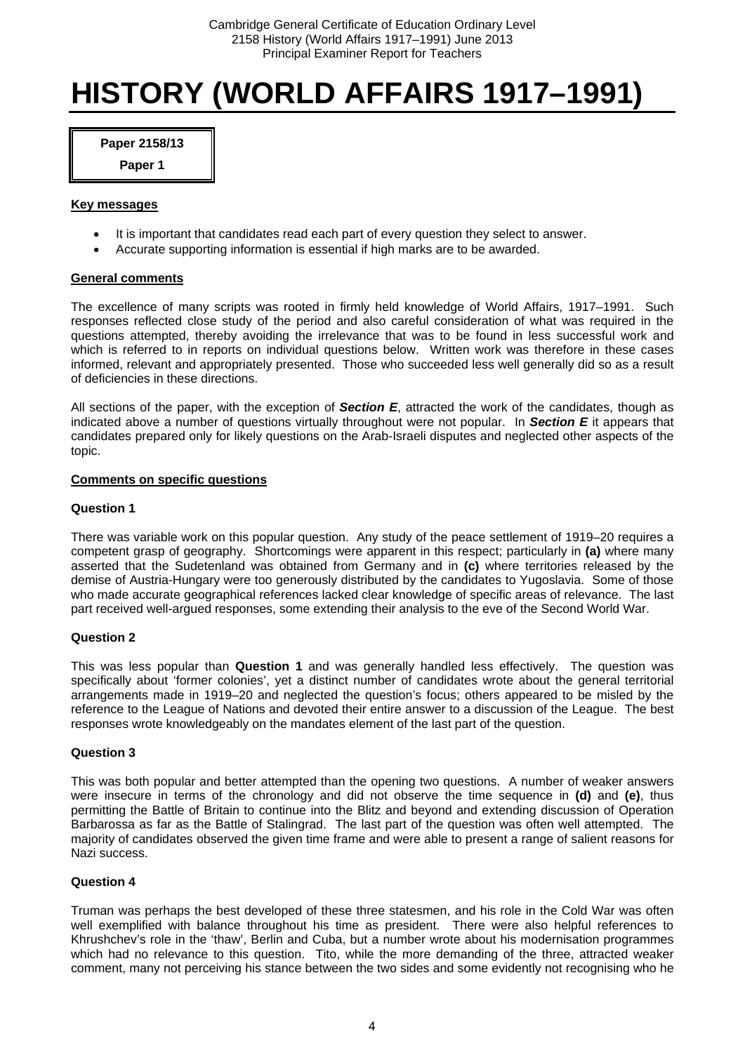# HISTORY (WORLD AFFAIRS 1917–1991)

**Paper 2158/13**

**Paper 1**

**Key messages**

- It is important that candidates read each part of every question they select to answer.
- Accurate supporting information is essential if high marks are to be awarded.

**General comments**

The excellence of many scripts was rooted in firmly held knowledge of World Affairs, 1917–1991. Such responses reflected close study of the period and also careful consideration of what was required in the questions attempted, thereby avoiding the irrelevance that was to be found in less successful work and which is referred to in reports on individual questions below. Written work was therefore in these cases informed, relevant and appropriately presented. Those who succeeded less well generally did so as a result of deficiencies in these directions.

All sections of the paper, with the exception of ***Section E***, attracted the work of the candidates, though as indicated above a number of questions virtually throughout were not popular. In ***Section E*** it appears that candidates prepared only for likely questions on the Arab-Israeli disputes and neglected other aspects of the topic.

**Comments on specific questions**

**Question 1**

There was variable work on this popular question. Any study of the peace settlement of 1919–20 requires a competent grasp of geography. Shortcomings were apparent in this respect; particularly in **(a)** where many asserted that the Sudetenland was obtained from Germany and in **(c)** where territories released by the demise of Austria-Hungary were too generously distributed by the candidates to Yugoslavia. Some of those who made accurate geographical references lacked clear knowledge of specific areas of relevance. The last part received well-argued responses, some extending their analysis to the eve of the Second World War.

**Question 2**

This was less popular than **Question 1** and was generally handled less effectively. The question was specifically about 'former colonies', yet a distinct number of candidates wrote about the general territorial arrangements made in 1919–20 and neglected the question's focus; others appeared to be misled by the reference to the League of Nations and devoted their entire answer to a discussion of the League. The best responses wrote knowledgeably on the mandates element of the last part of the question.

**Question 3**

This was both popular and better attempted than the opening two questions. A number of weaker answers were insecure in terms of the chronology and did not observe the time sequence in **(d)** and **(e)**, thus permitting the Battle of Britain to continue into the Blitz and beyond and extending discussion of Operation Barbarossa as far as the Battle of Stalingrad. The last part of the question was often well attempted. The majority of candidates observed the given time frame and were able to present a range of salient reasons for Nazi success.

**Question 4**

Truman was perhaps the best developed of these three statesmen, and his role in the Cold War was often well exemplified with balance throughout his time as president. There were also helpful references to Khrushchev's role in the 'thaw', Berlin and Cuba, but a number wrote about his modernisation programmes which had no relevance to this question. Tito, while the more demanding of the three, attracted weaker comment, many not perceiving his stance between the two sides and some evidently not recognising who he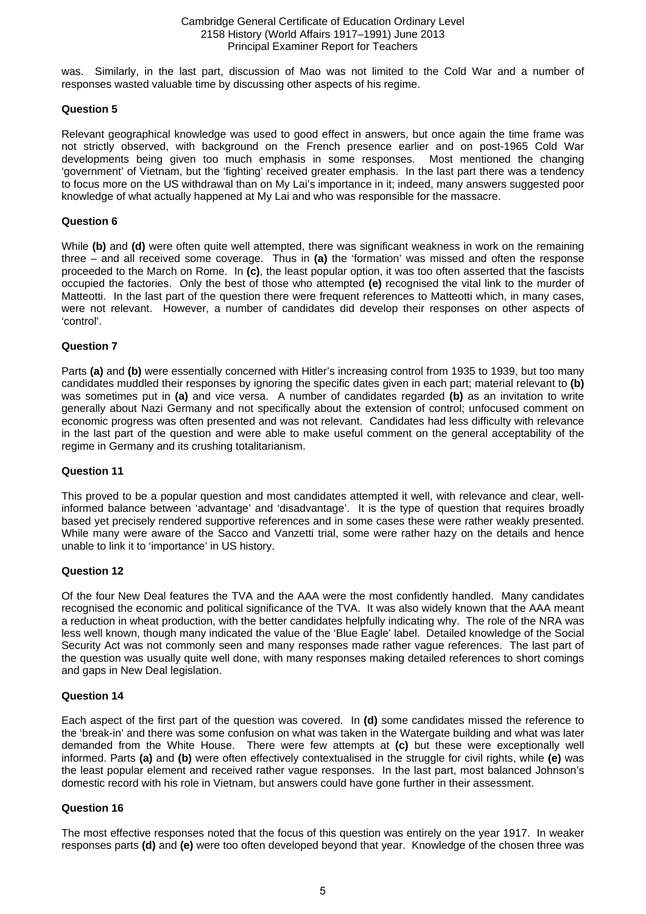was. Similarly, in the last part, discussion of Mao was not limited to the Cold War and a number of responses wasted valuable time by discussing other aspects of his regime.

### Question 5

Relevant geographical knowledge was used to good effect in answers, but once again the time frame was not strictly observed, with background on the French presence earlier and on post-1965 Cold War developments being given too much emphasis in some responses. Most mentioned the changing 'government' of Vietnam, but the 'fighting' received greater emphasis. In the last part there was a tendency to focus more on the US withdrawal than on My Lai's importance in it; indeed, many answers suggested poor knowledge of what actually happened at My Lai and who was responsible for the massacre.

### Question 6

While **(b)** and **(d)** were often quite well attempted, there was significant weakness in work on the remaining three – and all received some coverage. Thus in **(a)** the 'formation' was missed and often the response proceeded to the March on Rome. In **(c)**, the least popular option, it was too often asserted that the fascists occupied the factories. Only the best of those who attempted **(e)** recognised the vital link to the murder of Matteotti. In the last part of the question there were frequent references to Matteotti which, in many cases, were not relevant. However, a number of candidates did develop their responses on other aspects of 'control'.

### Question 7

Parts **(a)** and **(b)** were essentially concerned with Hitler's increasing control from 1935 to 1939, but too many candidates muddled their responses by ignoring the specific dates given in each part; material relevant to **(b)** was sometimes put in **(a)** and vice versa. A number of candidates regarded **(b)** as an invitation to write generally about Nazi Germany and not specifically about the extension of control; unfocused comment on economic progress was often presented and was not relevant. Candidates had less difficulty with relevance in the last part of the question and were able to make useful comment on the general acceptability of the regime in Germany and its crushing totalitarianism.

### Question 11

This proved to be a popular question and most candidates attempted it well, with relevance and clear, well-informed balance between 'advantage' and 'disadvantage'. It is the type of question that requires broadly based yet precisely rendered supportive references and in some cases these were rather weakly presented. While many were aware of the Sacco and Vanzetti trial, some were rather hazy on the details and hence unable to link it to 'importance' in US history.

### Question 12

Of the four New Deal features the TVA and the AAA were the most confidently handled. Many candidates recognised the economic and political significance of the TVA. It was also widely known that the AAA meant a reduction in wheat production, with the better candidates helpfully indicating why. The role of the NRA was less well known, though many indicated the value of the 'Blue Eagle' label. Detailed knowledge of the Social Security Act was not commonly seen and many responses made rather vague references. The last part of the question was usually quite well done, with many responses making detailed references to short comings and gaps in New Deal legislation.

### Question 14

Each aspect of the first part of the question was covered. In **(d)** some candidates missed the reference to the 'break-in' and there was some confusion on what was taken in the Watergate building and what was later demanded from the White House. There were few attempts at **(c)** but these were exceptionally well informed. Parts **(a)** and **(b)** were often effectively contextualised in the struggle for civil rights, while **(e)** was the least popular element and received rather vague responses. In the last part, most balanced Johnson's domestic record with his role in Vietnam, but answers could have gone further in their assessment.

### Question 16

The most effective responses noted that the focus of this question was entirely on the year 1917. In weaker responses parts **(d)** and **(e)** were too often developed beyond that year. Knowledge of the chosen three was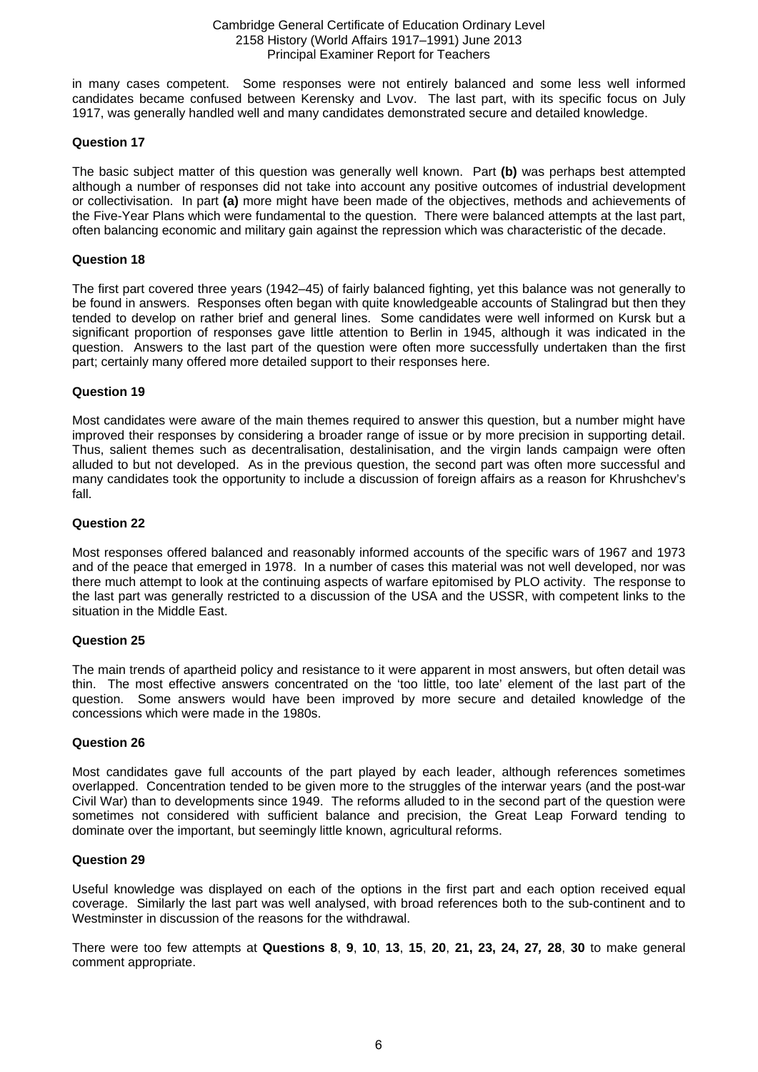in many cases competent. Some responses were not entirely balanced and some less well informed candidates became confused between Kerensky and Lvov. The last part, with its specific focus on July 1917, was generally handled well and many candidates demonstrated secure and detailed knowledge.

### Question 17

The basic subject matter of this question was generally well known. Part **(b)** was perhaps best attempted although a number of responses did not take into account any positive outcomes of industrial development or collectivisation. In part **(a)** more might have been made of the objectives, methods and achievements of the Five-Year Plans which were fundamental to the question. There were balanced attempts at the last part, often balancing economic and military gain against the repression which was characteristic of the decade.

### Question 18

The first part covered three years (1942–45) of fairly balanced fighting, yet this balance was not generally to be found in answers. Responses often began with quite knowledgeable accounts of Stalingrad but then they tended to develop on rather brief and general lines. Some candidates were well informed on Kursk but a significant proportion of responses gave little attention to Berlin in 1945, although it was indicated in the question. Answers to the last part of the question were often more successfully undertaken than the first part; certainly many offered more detailed support to their responses here.

### Question 19

Most candidates were aware of the main themes required to answer this question, but a number might have improved their responses by considering a broader range of issue or by more precision in supporting detail. Thus, salient themes such as decentralisation, destalinisation, and the virgin lands campaign were often alluded to but not developed. As in the previous question, the second part was often more successful and many candidates took the opportunity to include a discussion of foreign affairs as a reason for Khrushchev's fall.

### Question 22

Most responses offered balanced and reasonably informed accounts of the specific wars of 1967 and 1973 and of the peace that emerged in 1978. In a number of cases this material was not well developed, nor was there much attempt to look at the continuing aspects of warfare epitomised by PLO activity. The response to the last part was generally restricted to a discussion of the USA and the USSR, with competent links to the situation in the Middle East.

### Question 25

The main trends of apartheid policy and resistance to it were apparent in most answers, but often detail was thin. The most effective answers concentrated on the 'too little, too late' element of the last part of the question. Some answers would have been improved by more secure and detailed knowledge of the concessions which were made in the 1980s.

### Question 26

Most candidates gave full accounts of the part played by each leader, although references sometimes overlapped. Concentration tended to be given more to the struggles of the interwar years (and the post-war Civil War) than to developments since 1949. The reforms alluded to in the second part of the question were sometimes not considered with sufficient balance and precision, the Great Leap Forward tending to dominate over the important, but seemingly little known, agricultural reforms.

### Question 29

Useful knowledge was displayed on each of the options in the first part and each option received equal coverage. Similarly the last part was well analysed, with broad references both to the sub-continent and to Westminster in discussion of the reasons for the withdrawal.

There were too few attempts at **Questions 8**, **9**, **10**, **13**, **15**, **20**, **21, 23, 24, 27, 28**, **30** to make general comment appropriate.